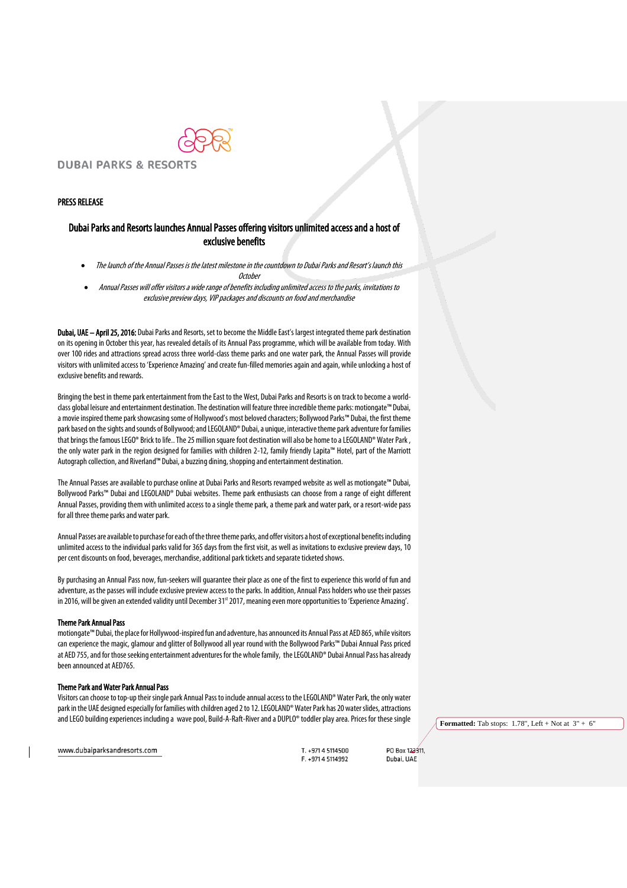DUBAI PARKS & RESORTS

PRESS RELEASE

## Dubai Parks and Resorts launches Annual Passes offering visitors unlimited access and a host of exclusive benefits

- *The launch of the Annual Passes is the latest milestone in the countdown to Dubai Parks and Resort's launch this October*
- *Annual Passes will offer visitors a wide range of benefits including unlimited access to the parks, invitations to exclusive preview days, VIP packages and discounts on food and merchandise*

**Dubai, UAE – April 25, 2016:** Dubai Parks and Resorts, set to become the Middle East's largest integrated theme park destination on its opening in October this year, has revealed details of its Annual Pass programme, which will be available from today. With over 100 rides and attractions spread across three world-class theme parks and one water park, the Annual Passes will provide visitors with unlimited access to 'Experience Amazing' and create fun-filled memories again and again, while unlocking a host of exclusive benefits and rewards.

Bringing the best in theme park entertainment from the East to the West, Dubai Parks and Resorts is on track to become a world-class global leisure and entertainment destination. The destination will feature three incredible theme parks: motiongate™ Dubai, a movie inspired theme park showcasing some of Hollywood's most beloved characters; Bollywood Parks™ Dubai, the first theme park based on the sights and sounds of Bollywood; and LEGOLAND® Dubai, a unique, interactive theme park adventure for families that brings the famous LEGO® Brick to life.. The 25 million square foot destination will also be home to a LEGOLAND® Water Park , the only water park in the region designed for families with children 2-12, family friendly Lapita™ Hotel, part of the Marriott Autograph collection, and Riverland™ Dubai, a buzzing dining, shopping and entertainment destination.

The Annual Passes are available to purchase online at Dubai Parks and Resorts revamped website as well as motiongate™ Dubai, Bollywood Parks™ Dubai and LEGOLAND® Dubai websites. Theme park enthusiasts can choose from a range of eight different Annual Passes, providing them with unlimited access to a single theme park, a theme park and water park, or a resort-wide pass for all three theme parks and water park.

Annual Passes are available to purchase for each of the three theme parks, and offer visitors a host of exceptional benefits including unlimited access to the individual parks valid for 365 days from the first visit, as well as invitations to exclusive preview days, 10 per cent discounts on food, beverages, merchandise, additional park tickets and separate ticketed shows.

By purchasing an Annual Pass now, fun-seekers will guarantee their place as one of the first to experience this world of fun and adventure, as the passes will include exclusive preview access to the parks. In addition, Annual Pass holders who use their passes in 2016, will be given an extended validity until December 31st 2017, meaning even more opportunities to 'Experience Amazing'.

### Theme Park Annual Pass

motiongate™ Dubai, the place for Hollywood-inspired fun and adventure, has announced its Annual Pass at AED 865, while visitors can experience the magic, glamour and glitter of Bollywood all year round with the Bollywood Parks™ Dubai Annual Pass priced at AED 755, and for those seeking entertainment adventures for the whole family, the LEGOLAND® Dubai Annual Pass has already been announced at AED765.

### Theme Park and Water Park Annual Pass

Visitors can choose to top-up their single park Annual Pass to include annual access to the LEGOLAND® Water Park, the only water park in the UAE designed especially for families with children aged 2 to 12. LEGOLAND® Water Park has 20 water slides, attractions and LEGO building experiences including a wave pool, Build-A-Raft-River and a DUPLO® toddler play area. Prices for these single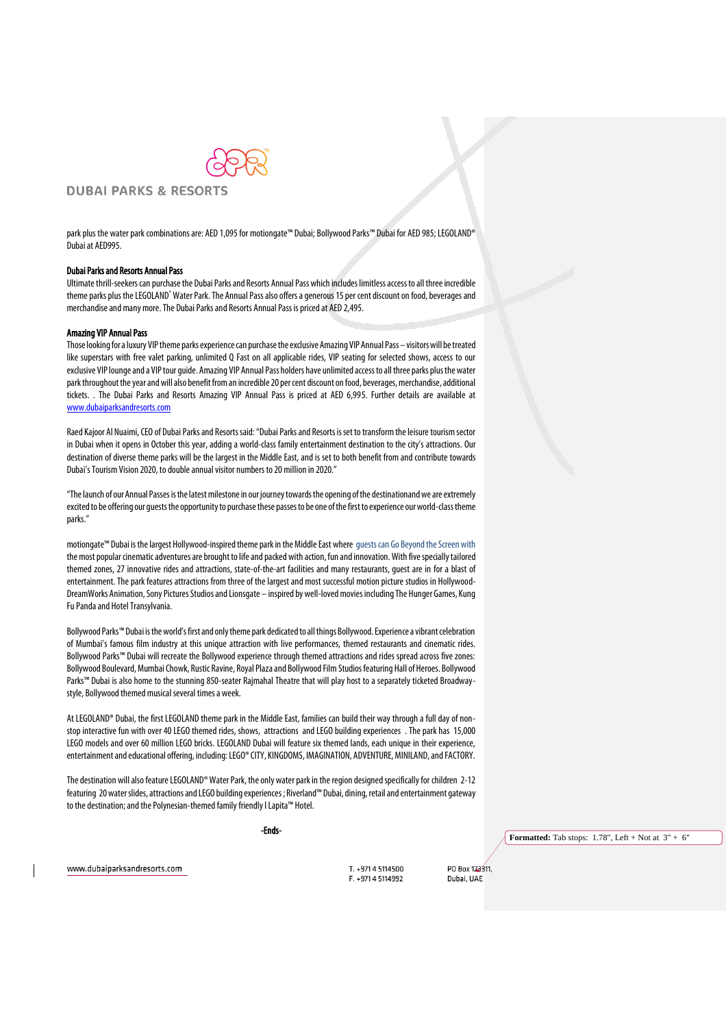park plus the water park combinations are: AED 1,095 for motiongate™ Dubai; Bollywood Parks™ Dubai for AED 985; LEGOLAND® Dubai at AED995.

**Dubai Parks and Resorts Annual Pass**

Ultimate thrill-seekers can purchase the Dubai Parks and Resorts Annual Pass which includes limitless access to all three incredible theme parks plus the LEGOLAND® Water Park. The Annual Pass also offers a generous 15 per cent discount on food, beverages and merchandise and many more. The Dubai Parks and Resorts Annual Pass is priced at AED 2,495.

**Amazing VIP Annual Pass**

Those looking for a luxury VIP theme parks experience can purchase the exclusive Amazing VIP Annual Pass – visitors will be treated like superstars with free valet parking, unlimited Q Fast on all applicable rides, VIP seating for selected shows, access to our exclusive VIP lounge and a VIP tour guide. Amazing VIP Annual Pass holders have unlimited access to all three parks plus the water park throughout the year and will also benefit from an incredible 20 per cent discount on food, beverages, merchandise, additional tickets. . The Dubai Parks and Resorts Amazing VIP Annual Pass is priced at AED 6,995. Further details are available at www.dubaiparksandresorts.com

Raed Kajoor Al Nuaimi, CEO of Dubai Parks and Resorts said: "Dubai Parks and Resorts is set to transform the leisure tourism sector in Dubai when it opens in October this year, adding a world-class family entertainment destination to the city's attractions. Our destination of diverse theme parks will be the largest in the Middle East, and is set to both benefit from and contribute towards Dubai's Tourism Vision 2020, to double annual visitor numbers to 20 million in 2020."

"The launch of our Annual Passes is the latest milestone in our journey towards the opening of the destinationand we are extremely excited to be offering our guests the opportunity to purchase these passes to be one of the first to experience our world-class theme parks."

motiongate™ Dubai is the largest Hollywood-inspired theme park in the Middle East where guests can Go Beyond the Screen with the most popular cinematic adventures are brought to life and packed with action, fun and innovation. With five specially tailored themed zones, 27 innovative rides and attractions, state-of-the-art facilities and many restaurants, guest are in for a blast of entertainment. The park features attractions from three of the largest and most successful motion picture studios in Hollywood- DreamWorks Animation, Sony Pictures Studios and Lionsgate – inspired by well-loved movies including The Hunger Games, Kung Fu Panda and Hotel Transylvania.

Bollywood Parks™ Dubai is the world's first and only theme park dedicated to all things Bollywood. Experience a vibrant celebration of Mumbai's famous film industry at this unique attraction with live performances, themed restaurants and cinematic rides. Bollywood Parks™ Dubai will recreate the Bollywood experience through themed attractions and rides spread across five zones: Bollywood Boulevard, Mumbai Chowk, Rustic Ravine, Royal Plaza and Bollywood Film Studios featuring Hall of Heroes. Bollywood Parks™ Dubai is also home to the stunning 850-seater Rajmahal Theatre that will play host to a separately ticketed Broadway-style, Bollywood themed musical several times a week.

At LEGOLAND® Dubai, the first LEGOLAND theme park in the Middle East, families can build their way through a full day of non-stop interactive fun with over 40 LEGO themed rides, shows, attractions and LEGO building experiences . The park has 15,000 LEGO models and over 60 million LEGO bricks. LEGOLAND Dubai will feature six themed lands, each unique in their experience, entertainment and educational offering, including: LEGO® CITY, KINGDOMS, IMAGINATION, ADVENTURE, MINILAND, and FACTORY.

The destination will also feature LEGOLAND® Water Park, the only water park in the region designed specifically for children 2-12 featuring 20 water slides, attractions and LEGO building experiences ; Riverland™ Dubai, dining, retail and entertainment gateway to the destination; and the Polynesian-themed family friendly I Lapita™ Hotel.

**-Ends-**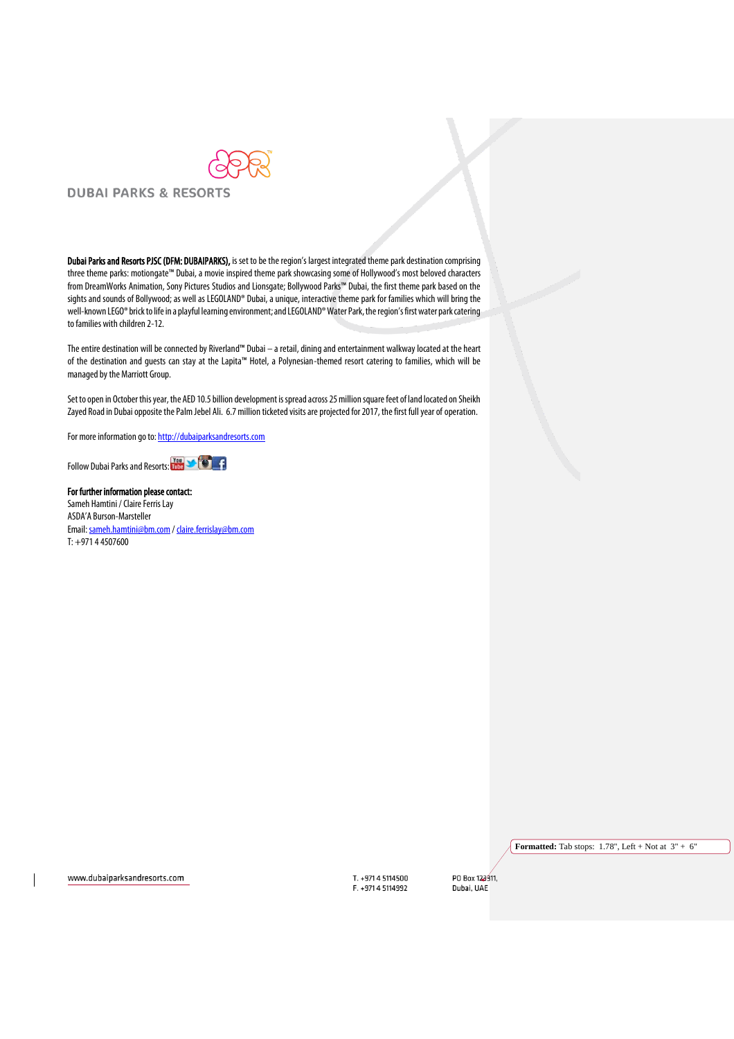DUBAI PARKS & RESORTS

**Dubai Parks and Resorts PJSC (DFM: DUBAIPARKS),** is set to be the region's largest integrated theme park destination comprising three theme parks: motiongate™ Dubai, a movie inspired theme park showcasing some of Hollywood's most beloved characters from DreamWorks Animation, Sony Pictures Studios and Lionsgate; Bollywood Parks™ Dubai, the first theme park based on the sights and sounds of Bollywood; as well as LEGOLAND® Dubai, a unique, interactive theme park for families which will bring the well-known LEGO® brick to life in a playful learning environment; and LEGOLAND® Water Park, the region's first water park catering to families with children 2-12.

The entire destination will be connected by Riverland™ Dubai – a retail, dining and entertainment walkway located at the heart of the destination and guests can stay at the Lapita™ Hotel, a Polynesian-themed resort catering to families, which will be managed by the Marriott Group.

Set to open in October this year, the AED 10.5 billion development is spread across 25 million square feet of land located on Sheikh Zayed Road in Dubai opposite the Palm Jebel Ali. 6.7 million ticketed visits are projected for 2017, the first full year of operation.

For more information go to: http://dubaiparksandresorts.com

Follow Dubai Parks and Resorts:

**For further information please contact:**
Sameh Hamtini / Claire Ferris Lay
ASDA'A Burson-Marsteller
Email: sameh.hamtini@bm.com / claire.ferrislay@bm.com
T: +971 4 4507600

www.dubaiparksandresorts.com

T. +971 4 5114500
F. +971 4 5114992

PO Box 123311,
Dubai, UAE